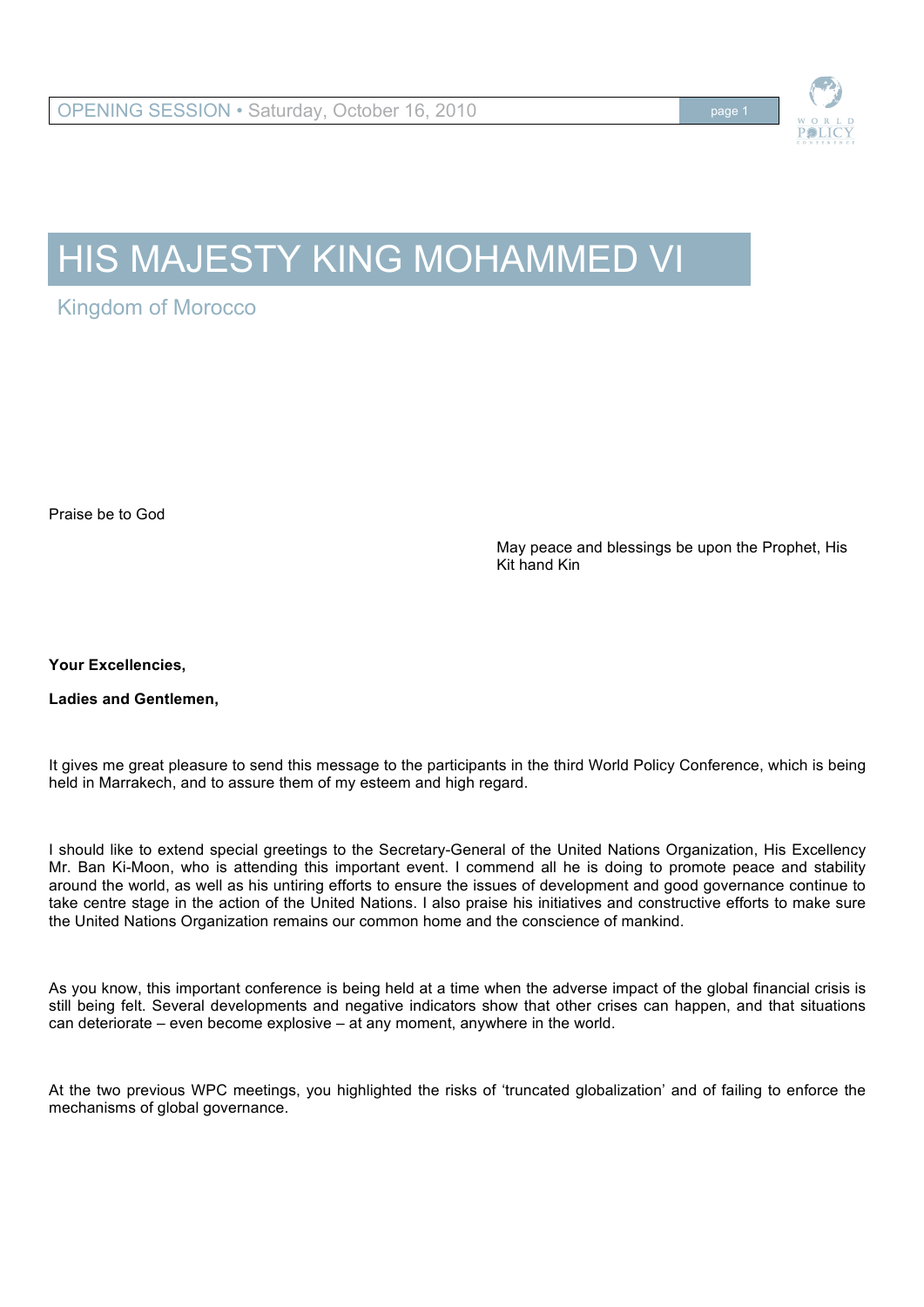# HIS MAJESTY KING MOHAMMED VI

Kingdom of Morocco

Praise be to God

May peace and blessings be upon the Prophet, His Kit hand Kin

**Your Excellencies,**

**Ladies and Gentlemen,**

It gives me great pleasure to send this message to the participants in the third World Policy Conference, which is being held in Marrakech, and to assure them of my esteem and high regard.

I should like to extend special greetings to the Secretary-General of the United Nations Organization, His Excellency Mr. Ban Ki-Moon, who is attending this important event. I commend all he is doing to promote peace and stability around the world, as well as his untiring efforts to ensure the issues of development and good governance continue to take centre stage in the action of the United Nations. I also praise his initiatives and constructive efforts to make sure the United Nations Organization remains our common home and the conscience of mankind.

As you know, this important conference is being held at a time when the adverse impact of the global financial crisis is still being felt. Several developments and negative indicators show that other crises can happen, and that situations can deteriorate – even become explosive – at any moment, anywhere in the world.

At the two previous WPC meetings, you highlighted the risks of 'truncated globalization' and of failing to enforce the mechanisms of global governance.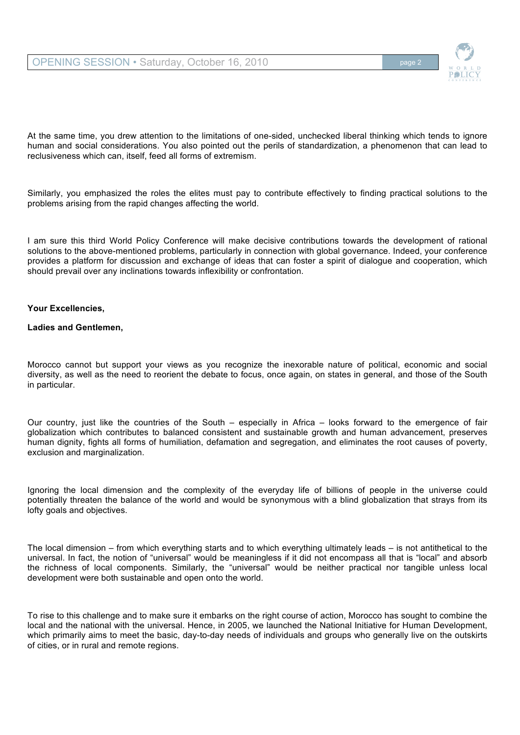At the same time, you drew attention to the limitations of one-sided, unchecked liberal thinking which tends to ignore human and social considerations. You also pointed out the perils of standardization, a phenomenon that can lead to reclusiveness which can, itself, feed all forms of extremism.

Similarly, you emphasized the roles the elites must pay to contribute effectively to finding practical solutions to the problems arising from the rapid changes affecting the world.

I am sure this third World Policy Conference will make decisive contributions towards the development of rational solutions to the above-mentioned problems, particularly in connection with global governance. Indeed, your conference provides a platform for discussion and exchange of ideas that can foster a spirit of dialogue and cooperation, which should prevail over any inclinations towards inflexibility or confrontation.

**Your Excellencies,**

**Ladies and Gentlemen,**

Morocco cannot but support your views as you recognize the inexorable nature of political, economic and social diversity, as well as the need to reorient the debate to focus, once again, on states in general, and those of the South in particular.

Our country, just like the countries of the South – especially in Africa – looks forward to the emergence of fair globalization which contributes to balanced consistent and sustainable growth and human advancement, preserves human dignity, fights all forms of humiliation, defamation and segregation, and eliminates the root causes of poverty, exclusion and marginalization.

Ignoring the local dimension and the complexity of the everyday life of billions of people in the universe could potentially threaten the balance of the world and would be synonymous with a blind globalization that strays from its lofty goals and objectives.

The local dimension – from which everything starts and to which everything ultimately leads – is not antithetical to the universal. In fact, the notion of "universal" would be meaningless if it did not encompass all that is "local" and absorb the richness of local components. Similarly, the "universal" would be neither practical nor tangible unless local development were both sustainable and open onto the world.

To rise to this challenge and to make sure it embarks on the right course of action, Morocco has sought to combine the local and the national with the universal. Hence, in 2005, we launched the National Initiative for Human Development, which primarily aims to meet the basic, day-to-day needs of individuals and groups who generally live on the outskirts of cities, or in rural and remote regions.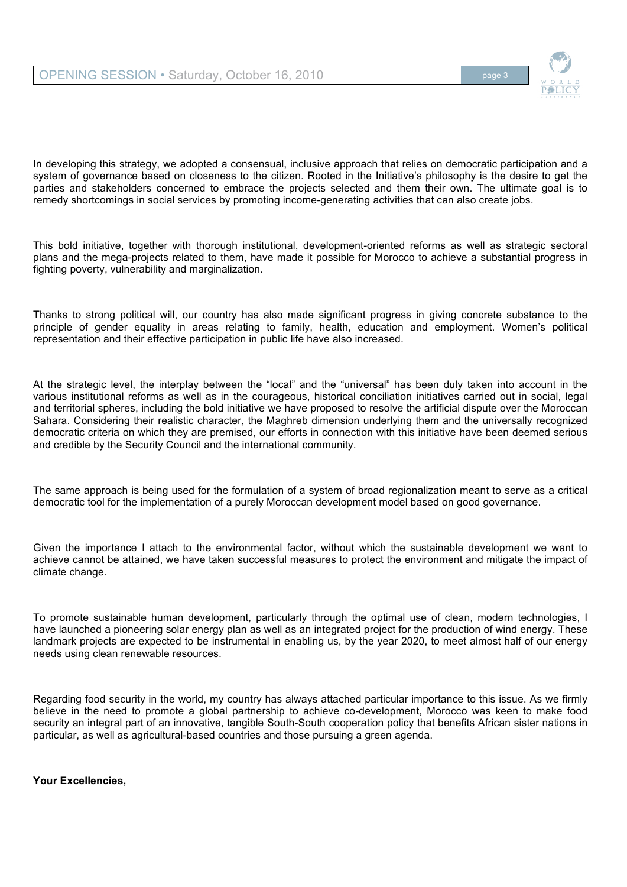In developing this strategy, we adopted a consensual, inclusive approach that relies on democratic participation and a system of governance based on closeness to the citizen. Rooted in the Initiative's philosophy is the desire to get the parties and stakeholders concerned to embrace the projects selected and them their own. The ultimate goal is to remedy shortcomings in social services by promoting income-generating activities that can also create jobs.

This bold initiative, together with thorough institutional, development-oriented reforms as well as strategic sectoral plans and the mega-projects related to them, have made it possible for Morocco to achieve a substantial progress in fighting poverty, vulnerability and marginalization.

Thanks to strong political will, our country has also made significant progress in giving concrete substance to the principle of gender equality in areas relating to family, health, education and employment. Women's political representation and their effective participation in public life have also increased.

At the strategic level, the interplay between the "local" and the "universal" has been duly taken into account in the various institutional reforms as well as in the courageous, historical conciliation initiatives carried out in social, legal and territorial spheres, including the bold initiative we have proposed to resolve the artificial dispute over the Moroccan Sahara. Considering their realistic character, the Maghreb dimension underlying them and the universally recognized democratic criteria on which they are premised, our efforts in connection with this initiative have been deemed serious and credible by the Security Council and the international community.

The same approach is being used for the formulation of a system of broad regionalization meant to serve as a critical democratic tool for the implementation of a purely Moroccan development model based on good governance.

Given the importance I attach to the environmental factor, without which the sustainable development we want to achieve cannot be attained, we have taken successful measures to protect the environment and mitigate the impact of climate change.

To promote sustainable human development, particularly through the optimal use of clean, modern technologies, I have launched a pioneering solar energy plan as well as an integrated project for the production of wind energy. These landmark projects are expected to be instrumental in enabling us, by the year 2020, to meet almost half of our energy needs using clean renewable resources.

Regarding food security in the world, my country has always attached particular importance to this issue. As we firmly believe in the need to promote a global partnership to achieve co-development, Morocco was keen to make food security an integral part of an innovative, tangible South-South cooperation policy that benefits African sister nations in particular, as well as agricultural-based countries and those pursuing a green agenda.

**Your Excellencies,**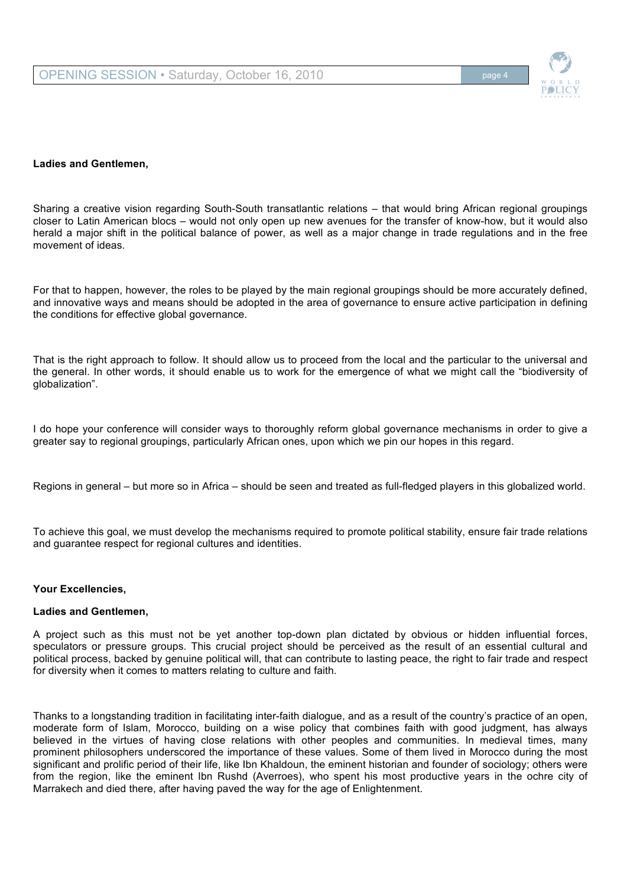**Ladies and Gentlemen,**

Sharing a creative vision regarding South-South transatlantic relations – that would bring African regional groupings closer to Latin American blocs – would not only open up new avenues for the transfer of know-how, but it would also herald a major shift in the political balance of power, as well as a major change in trade regulations and in the free movement of ideas.

For that to happen, however, the roles to be played by the main regional groupings should be more accurately defined, and innovative ways and means should be adopted in the area of governance to ensure active participation in defining the conditions for effective global governance.

That is the right approach to follow. It should allow us to proceed from the local and the particular to the universal and the general. In other words, it should enable us to work for the emergence of what we might call the "biodiversity of globalization".

I do hope your conference will consider ways to thoroughly reform global governance mechanisms in order to give a greater say to regional groupings, particularly African ones, upon which we pin our hopes in this regard.

Regions in general – but more so in Africa – should be seen and treated as full-fledged players in this globalized world.

To achieve this goal, we must develop the mechanisms required to promote political stability, ensure fair trade relations and guarantee respect for regional cultures and identities.

**Your Excellencies,**

**Ladies and Gentlemen,**

A project such as this must not be yet another top-down plan dictated by obvious or hidden influential forces, speculators or pressure groups. This crucial project should be perceived as the result of an essential cultural and political process, backed by genuine political will, that can contribute to lasting peace, the right to fair trade and respect for diversity when it comes to matters relating to culture and faith.

Thanks to a longstanding tradition in facilitating inter-faith dialogue, and as a result of the country's practice of an open, moderate form of Islam, Morocco, building on a wise policy that combines faith with good judgment, has always believed in the virtues of having close relations with other peoples and communities. In medieval times, many prominent philosophers underscored the importance of these values. Some of them lived in Morocco during the most significant and prolific period of their life, like Ibn Khaldoun, the eminent historian and founder of sociology; others were from the region, like the eminent Ibn Rushd (Averroes), who spent his most productive years in the ochre city of Marrakech and died there, after having paved the way for the age of Enlightenment.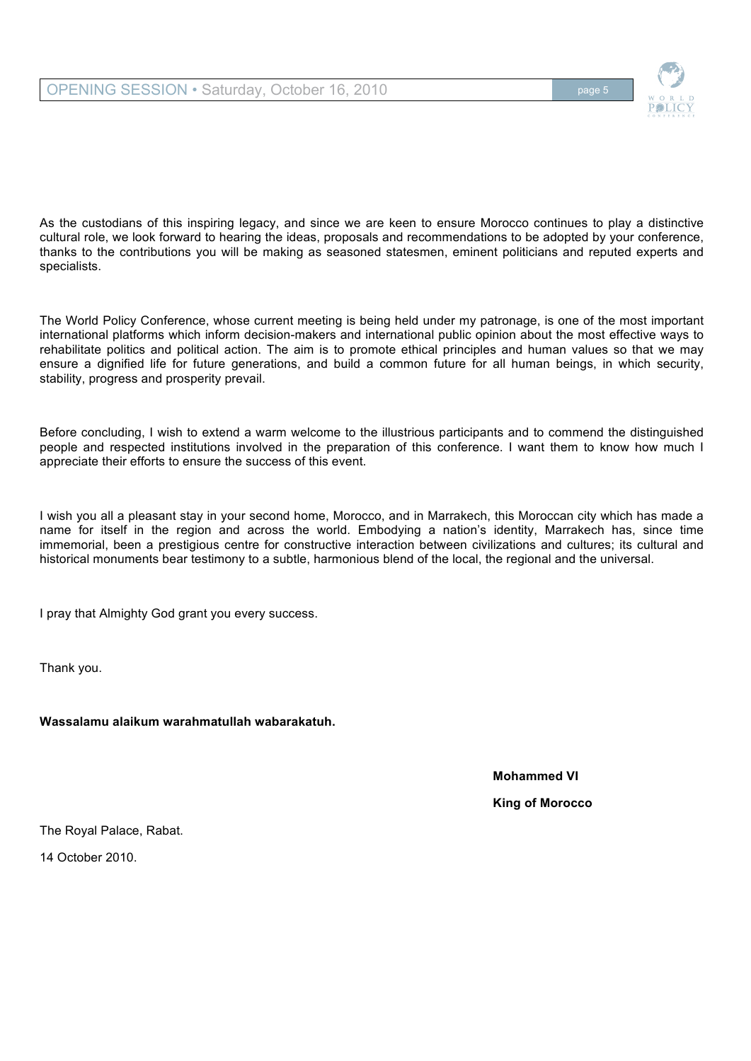As the custodians of this inspiring legacy, and since we are keen to ensure Morocco continues to play a distinctive cultural role, we look forward to hearing the ideas, proposals and recommendations to be adopted by your conference, thanks to the contributions you will be making as seasoned statesmen, eminent politicians and reputed experts and specialists.

The World Policy Conference, whose current meeting is being held under my patronage, is one of the most important international platforms which inform decision-makers and international public opinion about the most effective ways to rehabilitate politics and political action. The aim is to promote ethical principles and human values so that we may ensure a dignified life for future generations, and build a common future for all human beings, in which security, stability, progress and prosperity prevail.

Before concluding, I wish to extend a warm welcome to the illustrious participants and to commend the distinguished people and respected institutions involved in the preparation of this conference. I want them to know how much I appreciate their efforts to ensure the success of this event.

I wish you all a pleasant stay in your second home, Morocco, and in Marrakech, this Moroccan city which has made a name for itself in the region and across the world. Embodying a nation's identity, Marrakech has, since time immemorial, been a prestigious centre for constructive interaction between civilizations and cultures; its cultural and historical monuments bear testimony to a subtle, harmonious blend of the local, the regional and the universal.

I pray that Almighty God grant you every success.

Thank you.

**Wassalamu alaikum warahmatullah wabarakatuh.**

**Mohammed VI**

**King of Morocco**

The Royal Palace, Rabat.

14 October 2010.